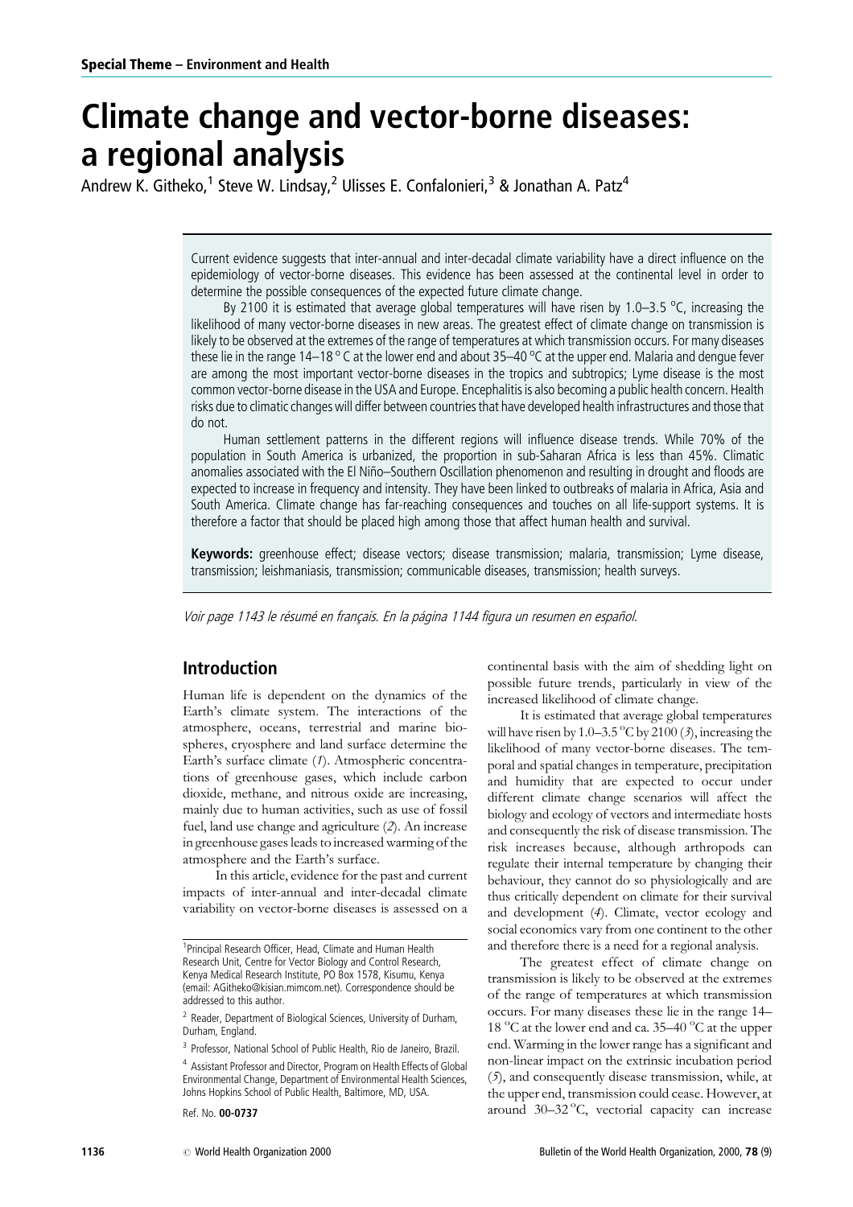Special Theme – Environment and Health

# Climate change and vector-borne diseases: a regional analysis

Andrew K. Githeko,[1] Steve W. Lindsay,[2] Ulisses E. Confalonieri,[3] & Jonathan A. Patz[4]

Current evidence suggests that inter-annual and inter-decadal climate variability have a direct influence on the epidemiology of vector-borne diseases. This evidence has been assessed at the continental level in order to determine the possible consequences of the expected future climate change.

By 2100 it is estimated that average global temperatures will have risen by 1.0–3.5 °C, increasing the likelihood of many vector-borne diseases in new areas. The greatest effect of climate change on transmission is likely to be observed at the extremes of the range of temperatures at which transmission occurs. For many diseases these lie in the range 14–18 ° C at the lower end and about 35–40 °C at the upper end. Malaria and dengue fever are among the most important vector-borne diseases in the tropics and subtropics; Lyme disease is the most common vector-borne disease in the USA and Europe. Encephalitis is also becoming a public health concern. Health risks due to climatic changes will differ between countries that have developed health infrastructures and those that do not.

Human settlement patterns in the different regions will influence disease trends. While 70% of the population in South America is urbanized, the proportion in sub-Saharan Africa is less than 45%. Climatic anomalies associated with the El Niño–Southern Oscillation phenomenon and resulting in drought and floods are expected to increase in frequency and intensity. They have been linked to outbreaks of malaria in Africa, Asia and South America. Climate change has far-reaching consequences and touches on all life-support systems. It is therefore a factor that should be placed high among those that affect human health and survival.

**Keywords:** greenhouse effect; disease vectors; disease transmission; malaria, transmission; Lyme disease, transmission; leishmaniasis, transmission; communicable diseases, transmission; health surveys.

*Voir page 1143 le résumé en français. En la página 1144 figura un resumen en español.*

## Introduction

Human life is dependent on the dynamics of the Earth's climate system. The interactions of the atmosphere, oceans, terrestrial and marine biospheres, cryosphere and land surface determine the Earth's surface climate (*1*). Atmospheric concentrations of greenhouse gases, which include carbon dioxide, methane, and nitrous oxide are increasing, mainly due to human activities, such as use of fossil fuel, land use change and agriculture (*2*). An increase in greenhouse gases leads to increased warming of the atmosphere and the Earth's surface.

In this article, evidence for the past and current impacts of inter-annual and inter-decadal climate variability on vector-borne diseases is assessed on a continental basis with the aim of shedding light on possible future trends, particularly in view of the increased likelihood of climate change.

It is estimated that average global temperatures will have risen by 1.0–3.5 °C by 2100 (*3*), increasing the likelihood of many vector-borne diseases. The temporal and spatial changes in temperature, precipitation and humidity that are expected to occur under different climate change scenarios will affect the biology and ecology of vectors and intermediate hosts and consequently the risk of disease transmission. The risk increases because, although arthropods can regulate their internal temperature by changing their behaviour, they cannot do so physiologically and are thus critically dependent on climate for their survival and development (*4*). Climate, vector ecology and social economics vary from one continent to the other and therefore there is a need for a regional analysis.

The greatest effect of climate change on transmission is likely to be observed at the extremes of the range of temperatures at which transmission occurs. For many diseases these lie in the range 14–18 °C at the lower end and ca. 35–40 °C at the upper end. Warming in the lower range has a significant and non-linear impact on the extrinsic incubation period (*5*), and consequently disease transmission, while, at the upper end, transmission could cease. However, at around 30–32 °C, vectorial capacity can increase

---

[1] Principal Research Officer, Head, Climate and Human Health Research Unit, Centre for Vector Biology and Control Research, Kenya Medical Research Institute, PO Box 1578, Kisumu, Kenya (email: AGitheko@kisian.mimcom.net). Correspondence should be addressed to this author.

[2] Reader, Department of Biological Sciences, University of Durham, Durham, England.

[3] Professor, National School of Public Health, Rio de Janeiro, Brazil.

[4] Assistant Professor and Director, Program on Health Effects of Global Environmental Change, Department of Environmental Health Sciences, Johns Hopkins School of Public Health, Baltimore, MD, USA.

Ref. No. **00-0737**

© World Health Organization 2000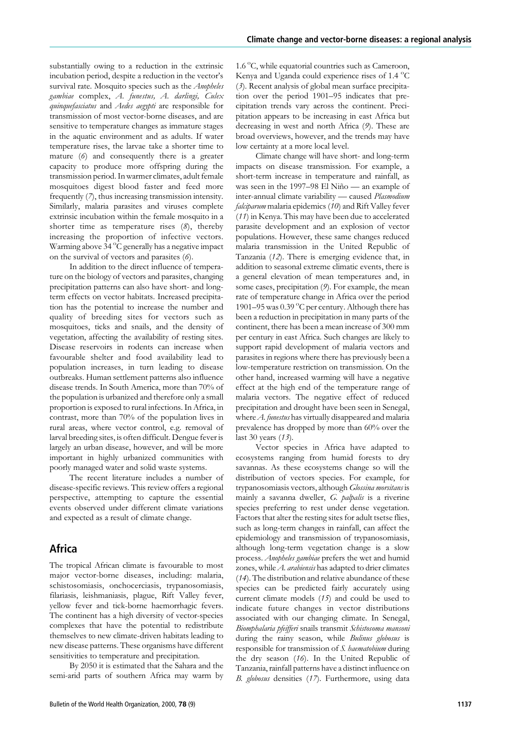substantially owing to a reduction in the extrinsic incubation period, despite a reduction in the vector's survival rate. Mosquito species such as the *Anopheles gambiae* complex, *A. funestus, A. darlingi, Culex quinquefasciatus* and *Aedes aegypti* are responsible for transmission of most vector-borne diseases, and are sensitive to temperature changes as immature stages in the aquatic environment and as adults. If water temperature rises, the larvae take a shorter time to mature (*6*) and consequently there is a greater capacity to produce more offspring during the transmission period. In warmer climates, adult female mosquitoes digest blood faster and feed more frequently (*7*), thus increasing transmission intensity. Similarly, malaria parasites and viruses complete extrinsic incubation within the female mosquito in a shorter time as temperature rises (*8*), thereby increasing the proportion of infective vectors. Warming above 34 °C generally has a negative impact on the survival of vectors and parasites (*6*).

In addition to the direct influence of temperature on the biology of vectors and parasites, changing precipitation patterns can also have short- and long-term effects on vector habitats. Increased precipitation has the potential to increase the number and quality of breeding sites for vectors such as mosquitoes, ticks and snails, and the density of vegetation, affecting the availability of resting sites. Disease reservoirs in rodents can increase when favourable shelter and food availability lead to population increases, in turn leading to disease outbreaks. Human settlement patterns also influence disease trends. In South America, more than 70% of the population is urbanized and therefore only a small proportion is exposed to rural infections. In Africa, in contrast, more than 70% of the population lives in rural areas, where vector control, e.g. removal of larval breeding sites, is often difficult. Dengue fever is largely an urban disease, however, and will be more important in highly urbanized communities with poorly managed water and solid waste systems.

The recent literature includes a number of disease-specific reviews. This review offers a regional perspective, attempting to capture the essential events observed under different climate variations and expected as a result of climate change.

## Africa

The tropical African climate is favourable to most major vector-borne diseases, including: malaria, schistosomiasis, onchocerciasis, trypanosomiasis, filariasis, leishmaniasis, plague, Rift Valley fever, yellow fever and tick-borne haemorrhagic fevers. The continent has a high diversity of vector-species complexes that have the potential to redistribute themselves to new climate-driven habitats leading to new disease patterns. These organisms have different sensitivities to temperature and precipitation.

By 2050 it is estimated that the Sahara and the semi-arid parts of southern Africa may warm by 1.6 °C, while equatorial countries such as Cameroon, Kenya and Uganda could experience rises of 1.4 °C (*3*). Recent analysis of global mean surface precipitation over the period 1901–95 indicates that precipitation trends vary across the continent. Precipitation appears to be increasing in east Africa but decreasing in west and north Africa (*9*). These are broad overviews, however, and the trends may have low certainty at a more local level.

Climate change will have short- and long-term impacts on disease transmission. For example, a short-term increase in temperature and rainfall, as was seen in the 1997–98 El Niño — an example of inter-annual climate variability — caused *Plasmodium falciparum* malaria epidemics (*10*) and Rift Valley fever (*11*) in Kenya. This may have been due to accelerated parasite development and an explosion of vector populations. However, these same changes reduced malaria transmission in the United Republic of Tanzania (*12*). There is emerging evidence that, in addition to seasonal extreme climatic events, there is a general elevation of mean temperatures and, in some cases, precipitation (*9*). For example, the mean rate of temperature change in Africa over the period 1901–95 was 0.39 °C per century. Although there has been a reduction in precipitation in many parts of the continent, there has been a mean increase of 300 mm per century in east Africa. Such changes are likely to support rapid development of malaria vectors and parasites in regions where there has previously been a low-temperature restriction on transmission. On the other hand, increased warming will have a negative effect at the high end of the temperature range of malaria vectors. The negative effect of reduced precipitation and drought have been seen in Senegal, where *A. funestus* has virtually disappeared and malaria prevalence has dropped by more than 60% over the last 30 years (*13*).

Vector species in Africa have adapted to ecosystems ranging from humid forests to dry savannas. As these ecosystems change so will the distribution of vectors species. For example, for trypanosomiasis vectors, although *Glossina morsitans* is mainly a savanna dweller, *G. palpalis* is a riverine species preferring to rest under dense vegetation. Factors that alter the resting sites for adult tsetse flies, such as long-term changes in rainfall, can affect the epidemiology and transmission of trypanosomiasis, although long-term vegetation change is a slow process. *Anopheles gambiae* prefers the wet and humid zones, while *A. arabiensis* has adapted to drier climates (*14*). The distribution and relative abundance of these species can be predicted fairly accurately using current climate models (*15*) and could be used to indicate future changes in vector distributions associated with our changing climate. In Senegal, *Biomphalaria pfeifferi* snails transmit *Schistosoma mansoni* during the rainy season, while *Bulinus globosus* is responsible for transmission of *S. haematobium* during the dry season (*16*). In the United Republic of Tanzania, rainfall patterns have a distinct influence on *B. globosus* densities (*17*). Furthermore, using data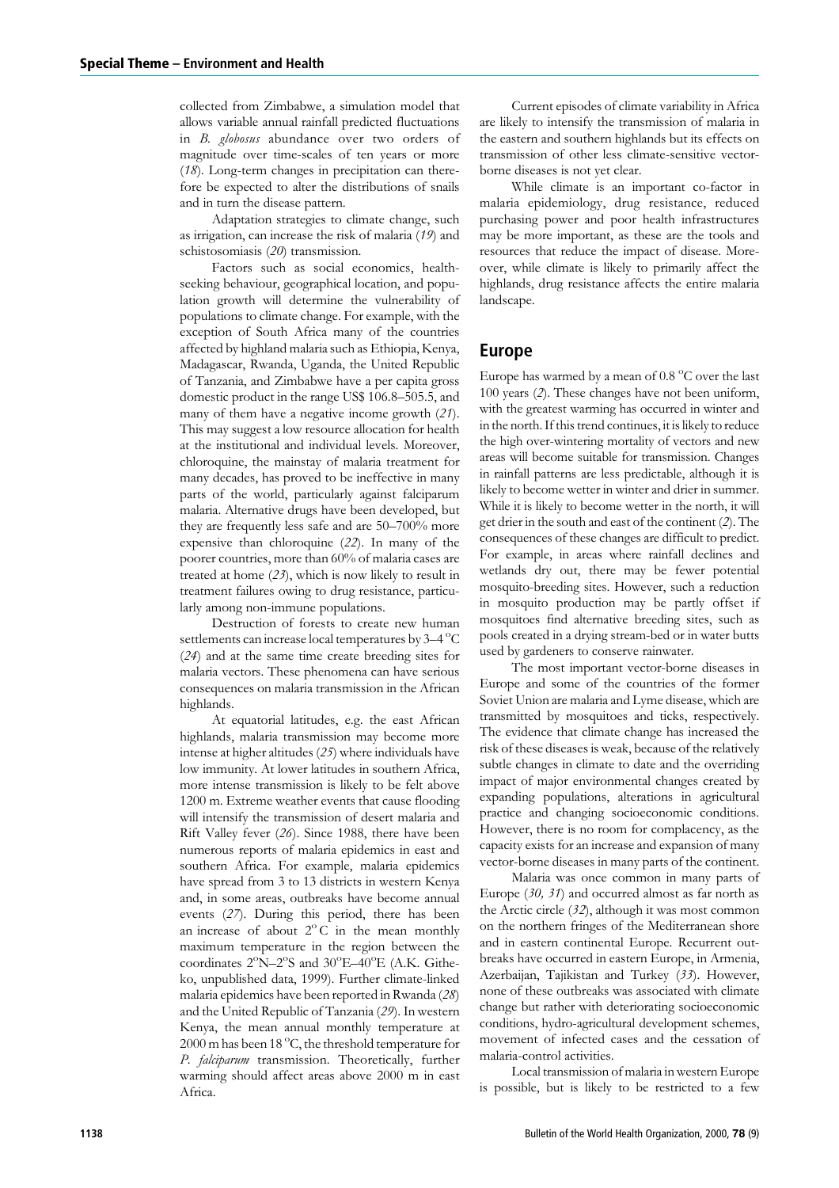collected from Zimbabwe, a simulation model that allows variable annual rainfall predicted fluctuations in *B. globosus* abundance over two orders of magnitude over time-scales of ten years or more (*18*). Long-term changes in precipitation can therefore be expected to alter the distributions of snails and in turn the disease pattern.

Adaptation strategies to climate change, such as irrigation, can increase the risk of malaria (*19*) and schistosomiasis (*20*) transmission.

Factors such as social economics, health-seeking behaviour, geographical location, and population growth will determine the vulnerability of populations to climate change. For example, with the exception of South Africa many of the countries affected by highland malaria such as Ethiopia, Kenya, Madagascar, Rwanda, Uganda, the United Republic of Tanzania, and Zimbabwe have a per capita gross domestic product in the range US$ 106.8–505.5, and many of them have a negative income growth (*21*). This may suggest a low resource allocation for health at the institutional and individual levels. Moreover, chloroquine, the mainstay of malaria treatment for many decades, has proved to be ineffective in many parts of the world, particularly against falciparum malaria. Alternative drugs have been developed, but they are frequently less safe and are 50–700% more expensive than chloroquine (*22*). In many of the poorer countries, more than 60% of malaria cases are treated at home (*23*), which is now likely to result in treatment failures owing to drug resistance, particularly among non-immune populations.

Destruction of forests to create new human settlements can increase local temperatures by 3–4 °C (*24*) and at the same time create breeding sites for malaria vectors. These phenomena can have serious consequences on malaria transmission in the African highlands.

At equatorial latitudes, e.g. the east African highlands, malaria transmission may become more intense at higher altitudes (*25*) where individuals have low immunity. At lower latitudes in southern Africa, more intense transmission is likely to be felt above 1200 m. Extreme weather events that cause flooding will intensify the transmission of desert malaria and Rift Valley fever (*26*). Since 1988, there have been numerous reports of malaria epidemics in east and southern Africa. For example, malaria epidemics have spread from 3 to 13 districts in western Kenya and, in some areas, outbreaks have become annual events (*27*). During this period, there has been an increase of about 2° C in the mean monthly maximum temperature in the region between the coordinates 2°N–2°S and 30°E–40°E (A.K. Githeko, unpublished data, 1999). Further climate-linked malaria epidemics have been reported in Rwanda (*28*) and the United Republic of Tanzania (*29*). In western Kenya, the mean annual monthly temperature at 2000 m has been 18 °C, the threshold temperature for *P. falciparum* transmission. Theoretically, further warming should affect areas above 2000 m in east Africa.

Current episodes of climate variability in Africa are likely to intensify the transmission of malaria in the eastern and southern highlands but its effects on transmission of other less climate-sensitive vector-borne diseases is not yet clear.

While climate is an important co-factor in malaria epidemiology, drug resistance, reduced purchasing power and poor health infrastructures may be more important, as these are the tools and resources that reduce the impact of disease. Moreover, while climate is likely to primarily affect the highlands, drug resistance affects the entire malaria landscape.

## Europe

Europe has warmed by a mean of 0.8 °C over the last 100 years (*2*). These changes have not been uniform, with the greatest warming has occurred in winter and in the north. If this trend continues, it is likely to reduce the high over-wintering mortality of vectors and new areas will become suitable for transmission. Changes in rainfall patterns are less predictable, although it is likely to become wetter in winter and drier in summer. While it is likely to become wetter in the north, it will get drier in the south and east of the continent (*2*). The consequences of these changes are difficult to predict. For example, in areas where rainfall declines and wetlands dry out, there may be fewer potential mosquito-breeding sites. However, such a reduction in mosquito production may be partly offset if mosquitoes find alternative breeding sites, such as pools created in a drying stream-bed or in water butts used by gardeners to conserve rainwater.

The most important vector-borne diseases in Europe and some of the countries of the former Soviet Union are malaria and Lyme disease, which are transmitted by mosquitoes and ticks, respectively. The evidence that climate change has increased the risk of these diseases is weak, because of the relatively subtle changes in climate to date and the overriding impact of major environmental changes created by expanding populations, alterations in agricultural practice and changing socioeconomic conditions. However, there is no room for complacency, as the capacity exists for an increase and expansion of many vector-borne diseases in many parts of the continent.

Malaria was once common in many parts of Europe (*30, 31*) and occurred almost as far north as the Arctic circle (*32*), although it was most common on the northern fringes of the Mediterranean shore and in eastern continental Europe. Recurrent outbreaks have occurred in eastern Europe, in Armenia, Azerbaijan, Tajikistan and Turkey (*33*). However, none of these outbreaks was associated with climate change but rather with deteriorating socioeconomic conditions, hydro-agricultural development schemes, movement of infected cases and the cessation of malaria-control activities.

Local transmission of malaria in western Europe is possible, but is likely to be restricted to a few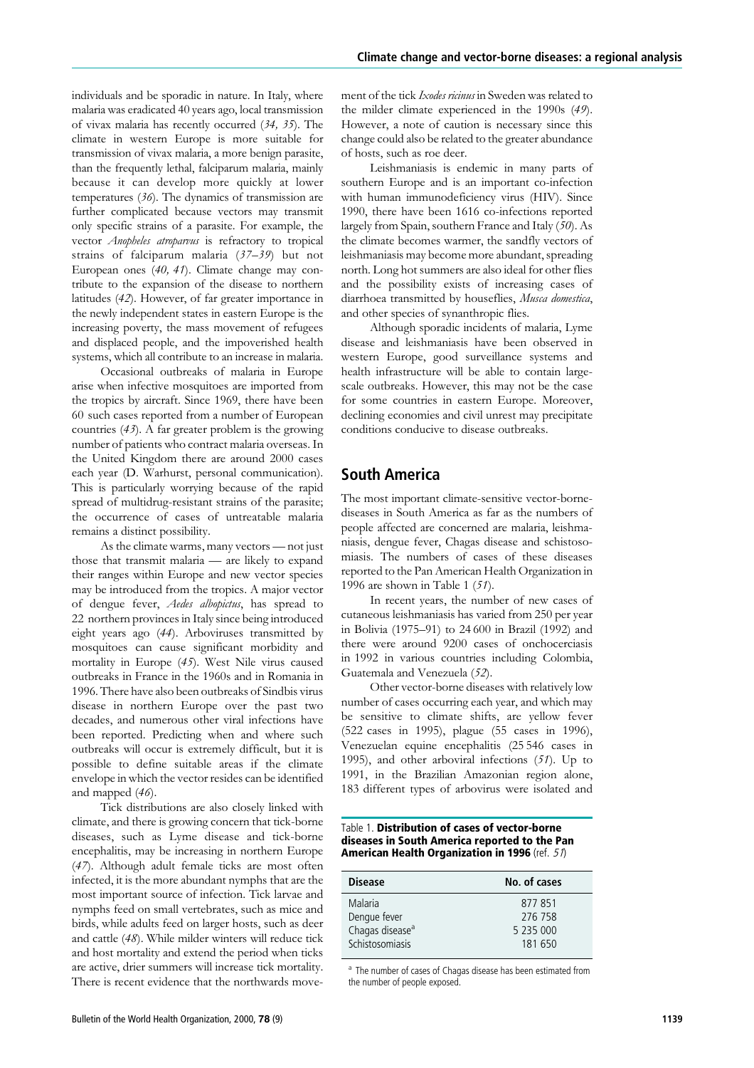individuals and be sporadic in nature. In Italy, where malaria was eradicated 40 years ago, local transmission of vivax malaria has recently occurred (*34, 35*). The climate in western Europe is more suitable for transmission of vivax malaria, a more benign parasite, than the frequently lethal, falciparum malaria, mainly because it can develop more quickly at lower temperatures (*36*). The dynamics of transmission are further complicated because vectors may transmit only specific strains of a parasite. For example, the vector *Anopheles atroparvus* is refractory to tropical strains of falciparum malaria (*37–39*) but not European ones (*40, 41*). Climate change may contribute to the expansion of the disease to northern latitudes (*42*). However, of far greater importance in the newly independent states in eastern Europe is the increasing poverty, the mass movement of refugees and displaced people, and the impoverished health systems, which all contribute to an increase in malaria.

Occasional outbreaks of malaria in Europe arise when infective mosquitoes are imported from the tropics by aircraft. Since 1969, there have been 60 such cases reported from a number of European countries (*43*). A far greater problem is the growing number of patients who contract malaria overseas. In the United Kingdom there are around 2000 cases each year (D. Warhurst, personal communication). This is particularly worrying because of the rapid spread of multidrug-resistant strains of the parasite; the occurrence of cases of untreatable malaria remains a distinct possibility.

As the climate warms, many vectors — not just those that transmit malaria — are likely to expand their ranges within Europe and new vector species may be introduced from the tropics. A major vector of dengue fever, *Aedes albopictus*, has spread to 22 northern provinces in Italy since being introduced eight years ago (*44*). Arboviruses transmitted by mosquitoes can cause significant morbidity and mortality in Europe (*45*). West Nile virus caused outbreaks in France in the 1960s and in Romania in 1996. There have also been outbreaks of Sindbis virus disease in northern Europe over the past two decades, and numerous other viral infections have been reported. Predicting when and where such outbreaks will occur is extremely difficult, but it is possible to define suitable areas if the climate envelope in which the vector resides can be identified and mapped (*46*).

Tick distributions are also closely linked with climate, and there is growing concern that tick-borne diseases, such as Lyme disease and tick-borne encephalitis, may be increasing in northern Europe (*47*). Although adult female ticks are most often infected, it is the more abundant nymphs that are the most important source of infection. Tick larvae and nymphs feed on small vertebrates, such as mice and birds, while adults feed on larger hosts, such as deer and cattle (*48*). While milder winters will reduce tick and host mortality and extend the period when ticks are active, drier summers will increase tick mortality. There is recent evidence that the northwards movement of the tick *Ixodes ricinus* in Sweden was related to the milder climate experienced in the 1990s (*49*). However, a note of caution is necessary since this change could also be related to the greater abundance of hosts, such as roe deer.

Leishmaniasis is endemic in many parts of southern Europe and is an important co-infection with human immunodeficiency virus (HIV). Since 1990, there have been 1616 co-infections reported largely from Spain, southern France and Italy (*50*). As the climate becomes warmer, the sandfly vectors of leishmaniasis may become more abundant, spreading north. Long hot summers are also ideal for other flies and the possibility exists of increasing cases of diarrhoea transmitted by houseflies, *Musca domestica*, and other species of synanthropic flies.

Although sporadic incidents of malaria, Lyme disease and leishmaniasis have been observed in western Europe, good surveillance systems and health infrastructure will be able to contain large-scale outbreaks. However, this may not be the case for some countries in eastern Europe. Moreover, declining economies and civil unrest may precipitate conditions conducive to disease outbreaks.

## South America

The most important climate-sensitive vector-borne-diseases in South America as far as the numbers of people affected are concerned are malaria, leishmaniasis, dengue fever, Chagas disease and schistosomiasis. The numbers of cases of these diseases reported to the Pan American Health Organization in 1996 are shown in Table 1 (*51*).

In recent years, the number of new cases of cutaneous leishmaniasis has varied from 250 per year in Bolivia (1975–91) to 24 600 in Brazil (1992) and there were around 9200 cases of onchocerciasis in 1992 in various countries including Colombia, Guatemala and Venezuela (*52*).

Other vector-borne diseases with relatively low number of cases occurring each year, and which may be sensitive to climate shifts, are yellow fever (522 cases in 1995), plague (55 cases in 1996), Venezuelan equine encephalitis (25 546 cases in 1995), and other arboviral infections (*51*). Up to 1991, in the Brazilian Amazonian region alone, 183 different types of arbovirus were isolated and

Table 1. **Distribution of cases of vector-borne diseases in South America reported to the Pan American Health Organization in 1996** (ref. *51*)

| Disease | No. of cases |
|---|---|
| Malaria | 877 851 |
| Dengue fever | 276 758 |
| Chagas disease[a] | 5 235 000 |
| Schistosomiasis | 181 650 |

[a] The number of cases of Chagas disease has been estimated from the number of people exposed.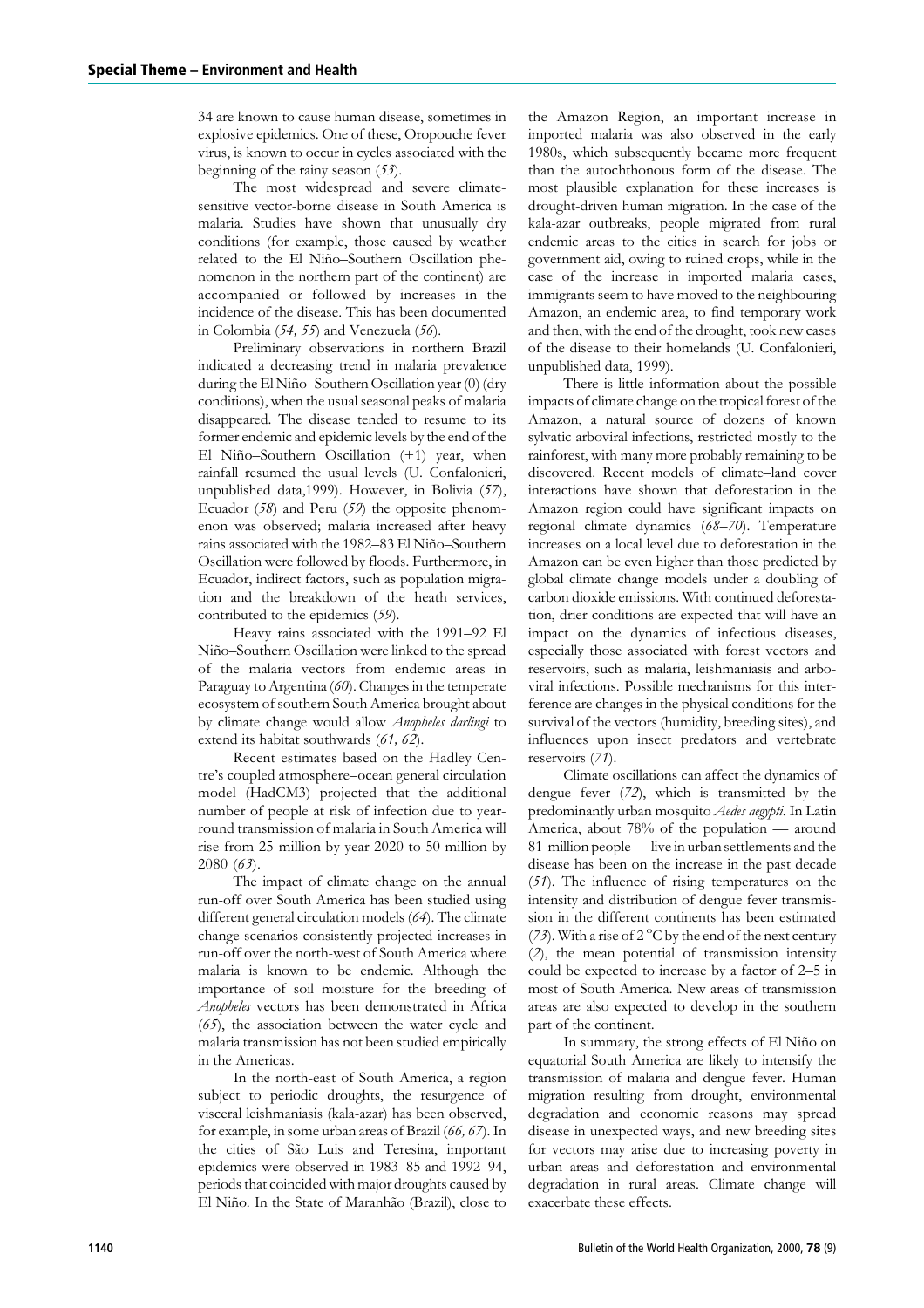34 are known to cause human disease, sometimes in explosive epidemics. One of these, Oropouche fever virus, is known to occur in cycles associated with the beginning of the rainy season (*53*).

The most widespread and severe climate-sensitive vector-borne disease in South America is malaria. Studies have shown that unusually dry conditions (for example, those caused by weather related to the El Niño–Southern Oscillation phenomenon in the northern part of the continent) are accompanied or followed by increases in the incidence of the disease. This has been documented in Colombia (*54, 55*) and Venezuela (*56*).

Preliminary observations in northern Brazil indicated a decreasing trend in malaria prevalence during the El Niño–Southern Oscillation year (0) (dry conditions), when the usual seasonal peaks of malaria disappeared. The disease tended to resume to its former endemic and epidemic levels by the end of the El Niño–Southern Oscillation (+1) year, when rainfall resumed the usual levels (U. Confalonieri, unpublished data,1999). However, in Bolivia (*57*), Ecuador (*58*) and Peru (*59*) the opposite phenomenon was observed; malaria increased after heavy rains associated with the 1982–83 El Niño–Southern Oscillation were followed by floods. Furthermore, in Ecuador, indirect factors, such as population migration and the breakdown of the heath services, contributed to the epidemics (*59*).

Heavy rains associated with the 1991–92 El Niño–Southern Oscillation were linked to the spread of the malaria vectors from endemic areas in Paraguay to Argentina (*60*). Changes in the temperate ecosystem of southern South America brought about by climate change would allow *Anopheles darlingi* to extend its habitat southwards (*61, 62*).

Recent estimates based on the Hadley Centre's coupled atmosphere–ocean general circulation model (HadCM3) projected that the additional number of people at risk of infection due to year-round transmission of malaria in South America will rise from 25 million by year 2020 to 50 million by 2080 (*63*).

The impact of climate change on the annual run-off over South America has been studied using different general circulation models (*64*). The climate change scenarios consistently projected increases in run-off over the north-west of South America where malaria is known to be endemic. Although the importance of soil moisture for the breeding of Africa *Anopheles* vectors has been demonstrated in Africa (*65*), the association between the water cycle and malaria transmission has not been studied empirically in the Americas.

In the north-east of South America, a region subject to periodic droughts, the resurgence of visceral leishmaniasis (kala-azar) has been observed, for example, in some urban areas of Brazil (*66, 67*). In the cities of São Luis and Teresina, important epidemics were observed in 1983–85 and 1992–94, periods that coincided with major droughts caused by El Niño. In the State of Maranhão (Brazil), close to the Amazon Region, an important increase in imported malaria was also observed in the early 1980s, which subsequently became more frequent than the autochthonous form of the disease. The most plausible explanation for these increases is drought-driven human migration. In the case of the kala-azar outbreaks, people migrated from rural endemic areas to the cities in search for jobs or government aid, owing to ruined crops, while in the case of the increase in imported malaria cases, immigrants seem to have moved to the neighbouring Amazon, an endemic area, to find temporary work and then, with the end of the drought, took new cases of the disease to their homelands (U. Confalonieri, unpublished data, 1999).

There is little information about the possible impacts of climate change on the tropical forest of the Amazon, a natural source of dozens of known sylvatic arboviral infections, restricted mostly to the rainforest, with many more probably remaining to be discovered. Recent models of climate–land cover interactions have shown that deforestation in the Amazon region could have significant impacts on regional climate dynamics (*68–70*). Temperature increases on a local level due to deforestation in the Amazon can be even higher than those predicted by global climate change models under a doubling of carbon dioxide emissions. With continued deforestation, drier conditions are expected that will have an impact on the dynamics of infectious diseases, especially those associated with forest vectors and reservoirs, such as malaria, leishmaniasis and arboviral infections. Possible mechanisms for this interference are changes in the physical conditions for the survival of the vectors (humidity, breeding sites), and influences upon insect predators and vertebrate reservoirs (*71*).

Climate oscillations can affect the dynamics of dengue fever (*72*), which is transmitted by the predominantly urban mosquito *Aedes aegypti*. In Latin America, about 78% of the population — around 81 million people — live in urban settlements and the disease has been on the increase in the past decade (*51*). The influence of rising temperatures on the intensity and distribution of dengue fever transmission in the different continents has been estimated (*73*). With a rise of 2 °C by the end of the next century (*2*), the mean potential of transmission intensity could be expected to increase by a factor of 2–5 in most of South America. New areas of transmission areas are also expected to develop in the southern part of the continent.

In summary, the strong effects of El Niño on equatorial South America are likely to intensify the transmission of malaria and dengue fever. Human migration resulting from drought, environmental degradation and economic reasons may spread disease in unexpected ways, and new breeding sites for vectors may arise due to increasing poverty in urban areas and deforestation and environmental degradation in rural areas. Climate change will exacerbate these effects.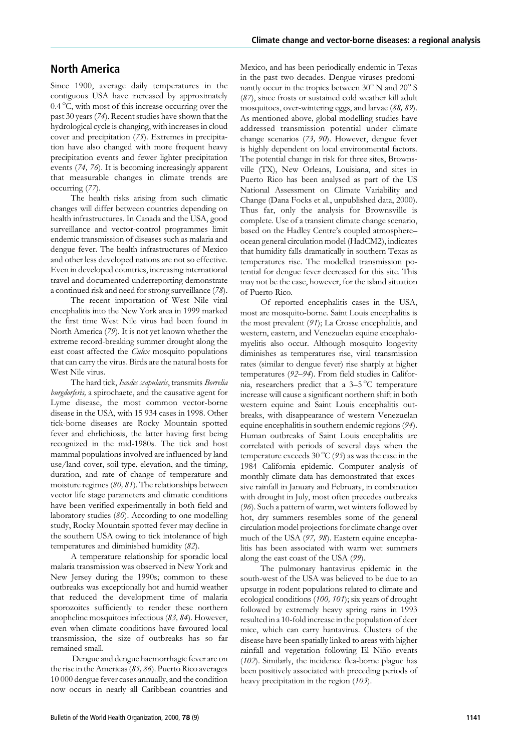## North America

Since 1900, average daily temperatures in the contiguous USA have increased by approximately 0.4 °C, with most of this increase occurring over the past 30 years (*74*). Recent studies have shown that the hydrological cycle is changing, with increases in cloud cover and precipitation (*75*). Extremes in precipitation have also changed with more frequent heavy precipitation events and fewer lighter precipitation events (*74, 76*). It is becoming increasingly apparent that measurable changes in climate trends are occurring (*77*).

The health risks arising from such climatic changes will differ between countries depending on health infrastructures. In Canada and the USA, good surveillance and vector-control programmes limit endemic transmission of diseases such as malaria and dengue fever. The health infrastructures of Mexico and other less developed nations are not so effective. Even in developed countries, increasing international travel and documented underreporting demonstrate a continued risk and need for strong surveillance (*78*).

The recent importation of West Nile viral encephalitis into the New York area in 1999 marked the first time West Nile virus had been found in North America (*79*). It is not yet known whether the extreme record-breaking summer drought along the east coast affected the *Culex* mosquito populations that can carry the virus. Birds are the natural hosts for West Nile virus.

The hard tick, *Ixodes scapularis*, transmits *Borrelia burgdorferis,* a spirochaete, and the causative agent for Lyme disease, the most common vector-borne disease in the USA, with 15 934 cases in 1998. Other tick-borne diseases are Rocky Mountain spotted fever and ehrlichiosis, the latter having first being recognized in the mid-1980s. The tick and host mammal populations involved are influenced by land use/land cover, soil type, elevation, and the timing, duration, and rate of change of temperature and moisture regimes (*80, 81*). The relationships between vector life stage parameters and climatic conditions have been verified experimentally in both field and laboratory studies (*80*). According to one modelling study, Rocky Mountain spotted fever may decline in the southern USA owing to tick intolerance of high temperatures and diminished humidity (*82*).

A temperature relationship for sporadic local malaria transmission was observed in New York and New Jersey during the 1990s; common to these outbreaks was exceptionally hot and humid weather that reduced the development time of malaria sporozoites sufficiently to render these northern anopheline mosquitoes infectious (*83, 84*). However, even when climate conditions have favoured local transmission, the size of outbreaks has so far remained small.

Dengue and dengue haemorrhagic fever are on the rise in the Americas (*85, 86*). Puerto Rico averages 10 000 dengue fever cases annually, and the condition now occurs in nearly all Caribbean countries and Mexico, and has been periodically endemic in Texas in the past two decades. Dengue viruses predominantly occur in the tropics between 30° N and 20° S (*87*), since frosts or sustained cold weather kill adult mosquitoes, over-wintering eggs, and larvae (*88, 89*). As mentioned above, global modelling studies have addressed transmission potential under climate change scenarios (*73, 90*). However, dengue fever is highly dependent on local environmental factors. The potential change in risk for three sites, Brownsville (TX), New Orleans, Louisiana, and sites in Puerto Rico has been analysed as part of the US National Assessment on Climate Variability and Change (Dana Focks et al., unpublished data, 2000). Thus far, only the analysis for Brownsville is complete. Use of a transient climate change scenario, based on the Hadley Centre's coupled atmosphere–ocean general circulation model (HadCM2), indicates that humidity falls dramatically in southern Texas as temperatures rise. The modelled transmission potential for dengue fever decreased for this site. This may not be the case, however, for the island situation of Puerto Rico.

Of reported encephalitis cases in the USA, most are mosquito-borne. Saint Louis encephalitis is the most prevalent (*91*); La Crosse encephalitis, and western, eastern, and Venezuelan equine encephalomyelitis also occur. Although mosquito longevity diminishes as temperatures rise, viral transmission rates (similar to dengue fever) rise sharply at higher temperatures (*92–94*). From field studies in California, researchers predict that a 3–5 °C temperature increase will cause a significant northern shift in both western equine and Saint Louis encephalitis outbreaks, with disappearance of western Venezuelan equine encephalitis in southern endemic regions (*94*). Human outbreaks of Saint Louis encephalitis are correlated with periods of several days when the temperature exceeds 30 °C (*95*) as was the case in the 1984 California epidemic. Computer analysis of monthly climate data has demonstrated that excessive rainfall in January and February, in combination with drought in July, most often precedes outbreaks (*96*). Such a pattern of warm, wet winters followed by hot, dry summers resembles some of the general circulation model projections for climate change over much of the USA (*97, 98*). Eastern equine encephalitis has been associated with warm wet summers along the east coast of the USA (*99*).

The pulmonary hantavirus epidemic in the south-west of the USA was believed to be due to an upsurge in rodent populations related to climate and ecological conditions (*100, 101*); six years of drought followed by extremely heavy spring rains in 1993 resulted in a 10-fold increase in the population of deer mice, which can carry hantavirus. Clusters of the disease have been spatially linked to areas with higher rainfall and vegetation following El Niño events (*102*). Similarly, the incidence flea-borne plague has been positively associated with preceding periods of heavy precipitation in the region (*103*).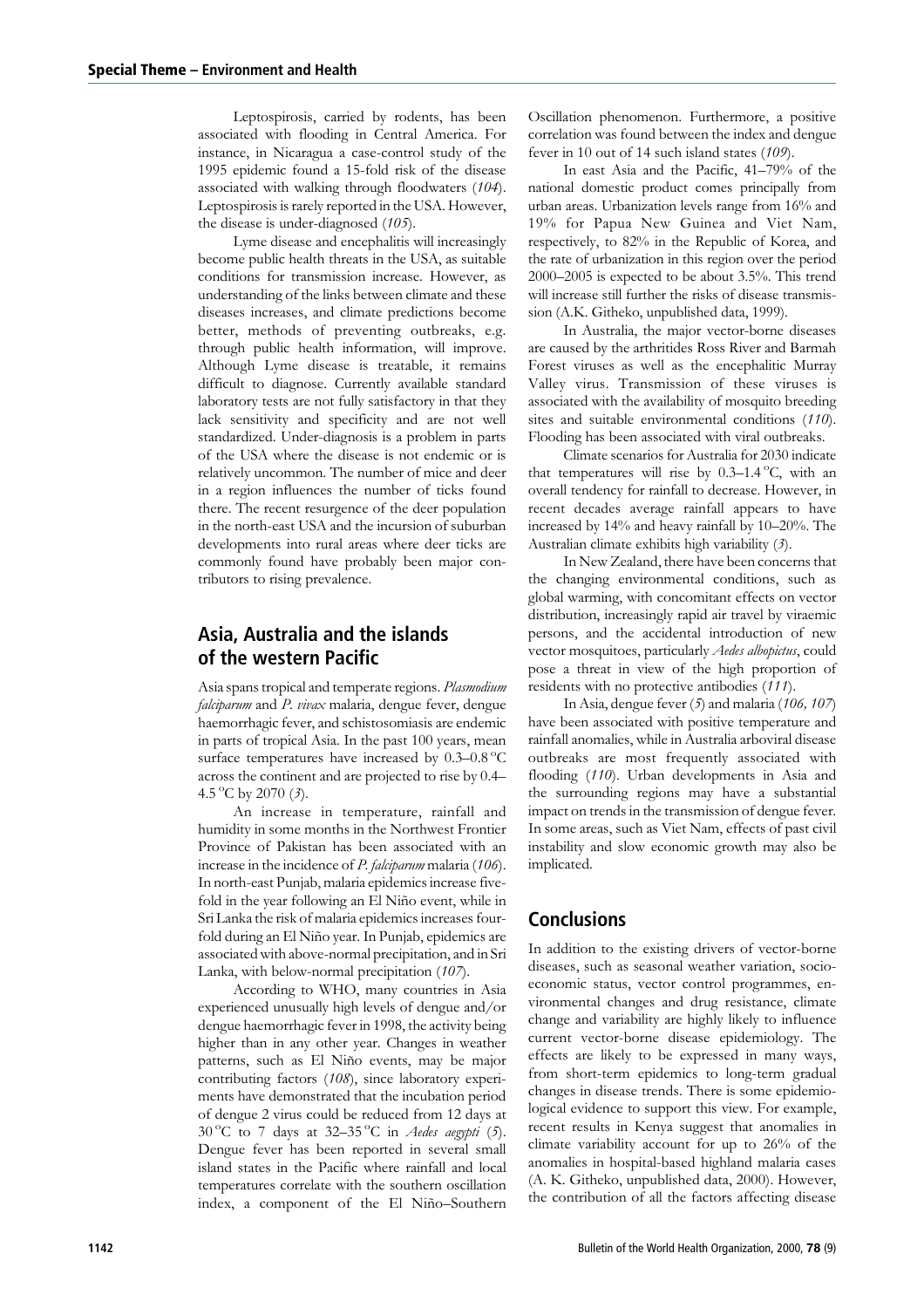Leptospirosis, carried by rodents, has been associated with flooding in Central America. For instance, in Nicaragua a case-control study of the 1995 epidemic found a 15-fold risk of the disease associated with walking through floodwaters (*104*). Leptospirosis is rarely reported in the USA. However, the disease is under-diagnosed (*105*).

Lyme disease and encephalitis will increasingly become public health threats in the USA, as suitable conditions for transmission increase. However, as understanding of the links between climate and these diseases increases, and climate predictions become better, methods of preventing outbreaks, e.g. through public health information, will improve. Although Lyme disease is treatable, it remains difficult to diagnose. Currently available standard laboratory tests are not fully satisfactory in that they lack sensitivity and specificity and are not well standardized. Under-diagnosis is a problem in parts of the USA where the disease is not endemic or is relatively uncommon. The number of mice and deer in a region influences the number of ticks found there. The recent resurgence of the deer population in the north-east USA and the incursion of suburban developments into rural areas where deer ticks are commonly found have probably been major contributors to rising prevalence.

## Asia, Australia and the islands of the western Pacific

Asia spans tropical and temperate regions. *Plasmodium falciparum* and *P. vivax* malaria, dengue fever, dengue haemorrhagic fever, and schistosomiasis are endemic in parts of tropical Asia. In the past 100 years, mean surface temperatures have increased by 0.3–0.8 °C across the continent and are projected to rise by 0.4–4.5 °C by 2070 (*3*).

An increase in temperature, rainfall and humidity in some months in the Northwest Frontier Province of Pakistan has been associated with an increase in the incidence of *P. falciparum* malaria (*106*). In north-east Punjab, malaria epidemics increase five-fold in the year following an El Niño event, while in Sri Lanka the risk of malaria epidemics increases four-fold during an El Niño year. In Punjab, epidemics are associated with above-normal precipitation, and in Sri Lanka, with below-normal precipitation (*107*).

According to WHO, many countries in Asia experienced unusually high levels of dengue and/or dengue haemorrhagic fever in 1998, the activity being higher than in any other year. Changes in weather patterns, such as El Niño events, may be major contributing factors (*108*), since laboratory experiments have demonstrated that the incubation period of dengue 2 virus could be reduced from 12 days at 30 °C to 7 days at 32–35 °C in *Aedes aegypti* (*5*). Dengue fever has been reported in several small island states in the Pacific where rainfall and local temperatures correlate with the southern oscillation index, a component of the El Niño–Southern Oscillation phenomenon. Furthermore, a positive correlation was found between the index and dengue fever in 10 out of 14 such island states (*109*).

In east Asia and the Pacific, 41–79% of the national domestic product comes principally from urban areas. Urbanization levels range from 16% and 19% for Papua New Guinea and Viet Nam, respectively, to 82% in the Republic of Korea, and the rate of urbanization in this region over the period 2000–2005 is expected to be about 3.5%. This trend will increase still further the risks of disease transmission (A.K. Githeko, unpublished data, 1999).

In Australia, the major vector-borne diseases are caused by the arthritides Ross River and Barmah Forest viruses as well as the encephalitic Murray Valley virus. Transmission of these viruses is associated with the availability of mosquito breeding sites and suitable environmental conditions (*110*). Flooding has been associated with viral outbreaks.

Climate scenarios for Australia for 2030 indicate that temperatures will rise by 0.3–1.4 °C, with an overall tendency for rainfall to decrease. However, in recent decades average rainfall appears to have increased by 14% and heavy rainfall by 10–20%. The Australian climate exhibits high variability (*3*).

In New Zealand, there have been concerns that the changing environmental conditions, such as global warming, with concomitant effects on vector distribution, increasingly rapid air travel by viraemic persons, and the accidental introduction of new vector mosquitoes, particularly *Aedes albopictus*, could pose a threat in view of the high proportion of residents with no protective antibodies (*111*).

In Asia, dengue fever (*5*) and malaria (*106, 107*) have been associated with positive temperature and rainfall anomalies, while in Australia arboviral disease outbreaks are most frequently associated with flooding (*110*). Urban developments in Asia and the surrounding regions may have a substantial impact on trends in the transmission of dengue fever. In some areas, such as Viet Nam, effects of past civil instability and slow economic growth may also be implicated.

## Conclusions

In addition to the existing drivers of vector-borne diseases, such as seasonal weather variation, socio-economic status, vector control programmes, environmental changes and drug resistance, climate change and variability are highly likely to influence current vector-borne disease epidemiology. The effects are likely to be expressed in many ways, from short-term epidemics to long-term gradual changes in disease trends. There is some epidemiological evidence to support this view. For example, recent results in Kenya suggest that anomalies in climate variability account for up to 26% of the anomalies in hospital-based highland malaria cases (A. K. Githeko, unpublished data, 2000). However, the contribution of all the factors affecting disease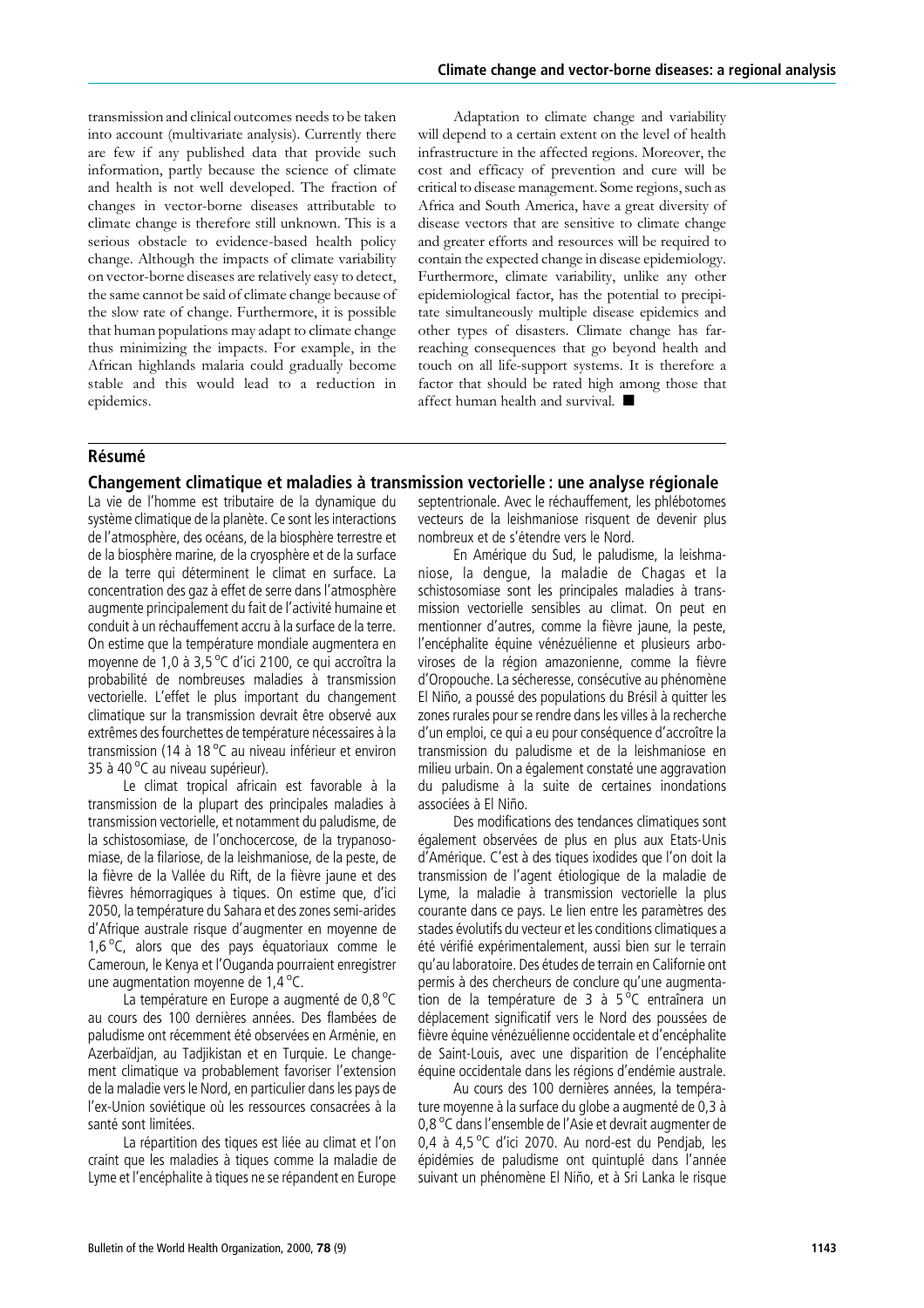transmission and clinical outcomes needs to be taken into account (multivariate analysis). Currently there are few if any published data that provide such information, partly because the science of climate and health is not well developed. The fraction of changes in vector-borne diseases attributable to climate change is therefore still unknown. This is a serious obstacle to evidence-based health policy change. Although the impacts of climate variability on vector-borne diseases are relatively easy to detect, the same cannot be said of climate change because of the slow rate of change. Furthermore, it is possible that human populations may adapt to climate change thus minimizing the impacts. For example, in the African highlands malaria could gradually become stable and this would lead to a reduction in epidemics.

Adaptation to climate change and variability will depend to a certain extent on the level of health infrastructure in the affected regions. Moreover, the cost and efficacy of prevention and cure will be critical to disease management. Some regions, such as Africa and South America, have a great diversity of disease vectors that are sensitive to climate change and greater efforts and resources will be required to contain the expected change in disease epidemiology. Furthermore, climate variability, unlike any other epidemiological factor, has the potential to precipitate simultaneously multiple disease epidemics and other types of disasters. Climate change has far-reaching consequences that go beyond health and touch on all life-support systems. It is therefore a factor that should be rated high among those that affect human health and survival. ■

## Résumé

### Changement climatique et maladies à transmission vectorielle : une analyse régionale

La vie de l'homme est tributaire de la dynamique du système climatique de la planète. Ce sont les interactions de l'atmosphère, des océans, de la biosphère terrestre et de la biosphère marine, de la cryosphère et de la surface de la terre qui déterminent le climat en surface. La concentration des gaz à effet de serre dans l'atmosphère augmente principalement du fait de l'activité humaine et conduit à un réchauffement accru à la surface de la terre. On estime que la température mondiale augmentera en moyenne de 1,0 à 3,5 °C d'ici 2100, ce qui accroîtra la probabilité de nombreuses maladies à transmission vectorielle. L'effet le plus important du changement climatique sur la transmission devrait être observé aux extrêmes des fourchettes de température nécessaires à la transmission (14 à 18 °C au niveau inférieur et environ 35 à 40 °C au niveau supérieur).

Le climat tropical africain est favorable à la transmission de la plupart des principales maladies à transmission vectorielle, et notamment du paludisme, de la schistosomiase, de l'onchocercose, de la trypanosomiase, de la filariose, de la leishmaniose, de la peste, de la fièvre de la Vallée du Rift, de la fièvre jaune et des fièvres hémorragiques à tiques. On estime que, d'ici 2050, la température du Sahara et des zones semi-arides d'Afrique australe risque d'augmenter en moyenne de 1,6 °C, alors que des pays équatoriaux comme le Cameroun, le Kenya et l'Ouganda pourraient enregistrer une augmentation moyenne de 1,4 °C.

La température en Europe a augmenté de 0,8 °C au cours des 100 dernières années. Des flambées de paludisme ont récemment été observées en Arménie, en Azerbaïdjan, au Tadjikistan et en Turquie. Le changement climatique va probablement favoriser l'extension de la maladie vers le Nord, en particulier dans les pays de l'ex-Union soviétique où les ressources consacrées à la santé sont limitées.

La répartition des tiques est liée au climat et l'on craint que les maladies à tiques comme la maladie de Lyme et l'encéphalite à tiques ne se répandent en Europe septentrionale. Avec le réchauffement, les phlébotomes vecteurs de la leishmaniose risquent de devenir plus nombreux et de s'étendre vers le Nord.

En Amérique du Sud, le paludisme, la leishmaniose, la dengue, la maladie de Chagas et la schistosomiase sont les principales maladies à transmission vectorielle sensibles au climat. On peut en mentionner d'autres, comme la fièvre jaune, la peste, l'encéphalite équine vénézuélienne et plusieurs arboviroses de la région amazonienne, comme la fièvre d'Oropouche. La sécheresse, consécutive au phénomène El Niño, a poussé des populations du Brésil à quitter les zones rurales pour se rendre dans les villes à la recherche d'un emploi, ce qui a eu pour conséquence d'accroître la transmission du paludisme et de la leishmaniose en milieu urbain. On a également constaté une aggravation du paludisme à la suite de certaines inondations associées à El Niño.

Des modifications des tendances climatiques sont également observées de plus en plus aux Etats-Unis d'Amérique. C'est à des tiques ixodides que l'on doit la transmission de l'agent étiologique de la maladie de Lyme, la maladie à transmission vectorielle la plus courante dans ce pays. Le lien entre les paramètres des stades évolutifs du vecteur et les conditions climatiques a été vérifié expérimentalement, aussi bien sur le terrain qu'au laboratoire. Des études de terrain en Californie ont permis à des chercheurs de conclure qu'une augmentation de la température de 3 à 5 °C entraînera un déplacement significatif vers le Nord des poussées de fièvre équine vénézuélienne occidentale et d'encéphalite de Saint-Louis, avec une disparition de l'encéphalite équine occidentale dans les régions d'endémie australe.

Au cours des 100 dernières années, la température moyenne à la surface du globe a augmenté de 0,3 à 0,8 °C dans l'ensemble de l'Asie et devrait augmenter de 0,4 à 4,5 °C d'ici 2070. Au nord-est du Pendjab, les épidémies de paludisme ont quintuplé dans l'année suivant un phénomène El Niño, et à Sri Lanka le risque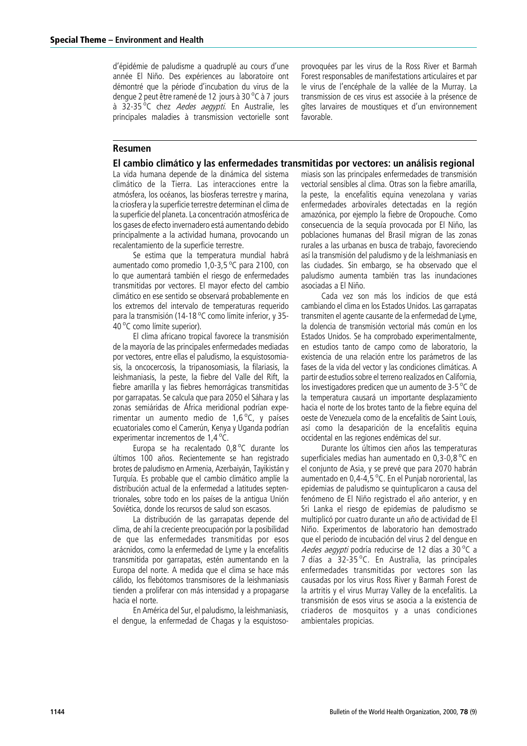d'épidémie de paludisme a quadruplé au cours d'une année El Niño. Des expériences au laboratoire ont démontré que la période d'incubation du virus de la dengue 2 peut être ramené de 12 jours à 30 °C à 7 jours à 32-35 °C chez *Aedes aegypti*. En Australie, les principales maladies à transmission vectorielle sont provoquées par les virus de la Ross River et Barmah Forest responsables de manifestations articulaires et par le virus de l'encéphale de la vallée de la Murray. La transmission de ces virus est associée à la présence de gîtes larvaires de moustiques et d'un environnement favorable.

## Resumen

### El cambio climático y las enfermedades transmitidas por vectores: un análisis regional

La vida humana depende de la dinámica del sistema climático de la Tierra. Las interacciones entre la atmósfera, los océanos, las biosferas terrestre y marina, la criosfera y la superficie terrestre determinan el clima de la superficie del planeta. La concentración atmosférica de los gases de efecto invernadero está aumentando debido principalmente a la actividad humana, provocando un recalentamiento de la superficie terrestre.

Se estima que la temperatura mundial habrá aumentado como promedio 1,0-3,5 °C para 2100, con lo que aumentará también el riesgo de enfermedades transmitidas por vectores. El mayor efecto del cambio climático en ese sentido se observará probablemente en los extremos del intervalo de temperaturas requerido para la transmisión (14-18 °C como límite inferior, y 35-40 °C como límite superior).

El clima africano tropical favorece la transmisión de la mayoría de las principales enfermedades mediadas por vectores, entre ellas el paludismo, la esquistosomiasis, la oncocercosis, la tripanosomiasis, la filariasis, la leishmaniasis, la peste, la fiebre del Valle del Rift, la fiebre amarilla y las fiebres hemorrágicas transmitidas por garrapatas. Se calcula que para 2050 el Sáhara y las zonas semiáridas de África meridional podrían experimentar un aumento medio de 1,6 °C, y países ecuatoriales como el Camerún, Kenya y Uganda podrían experimentar incrementos de 1,4 °C.

Europa se ha recalentado 0,8 °C durante los últimos 100 años. Recientemente se han registrado brotes de paludismo en Armenia, Azerbaiyán, Tayikistán y Turquía. Es probable que el cambio climático amplíe la distribución actual de la enfermedad a latitudes septentrionales, sobre todo en los países de la antigua Unión Soviética, donde los recursos de salud son escasos.

La distribución de las garrapatas depende del clima, de ahí la creciente preocupación por la posibilidad de que las enfermedades transmitidas por esos arácnidos, como la enfermedad de Lyme y la encefalitis transmitida por garrapatas, estén aumentando en la Europa del norte. A medida que el clima se hace más cálido, los flebótomos transmisores de la leishmaniasis tienden a proliferar con más intensidad y a propagarse hacia el norte.

En América del Sur, el paludismo, la leishmaniasis, el dengue, la enfermedad de Chagas y la esquistosomiasis son las principales enfermedades de transmisión vectorial sensibles al clima. Otras son la fiebre amarilla, la peste, la encefalitis equina venezolana y varias enfermedades arbovirales detectadas en la región amazónica, por ejemplo la fiebre de Oropouche. Como consecuencia de la sequía provocada por El Niño, las poblaciones humanas del Brasil migran de las zonas rurales a las urbanas en busca de trabajo, favoreciendo así la transmisión del paludismo y de la leishmaniasis en las ciudades. Sin embargo, se ha observado que el paludismo aumenta también tras las inundaciones asociadas a El Niño.

Cada vez son más los indicios de que está cambiando el clima en los Estados Unidos. Las garrapatas transmiten el agente causante de la enfermedad de Lyme, la dolencia de transmisión vectorial más común en los Estados Unidos. Se ha comprobado experimentalmente, en estudios tanto de campo como de laboratorio, la existencia de una relación entre los parámetros de las fases de la vida del vector y las condiciones climáticas. A partir de estudios sobre el terreno realizados en California, los investigadores predicen que un aumento de 3-5 °C de la temperatura causará un importante desplazamiento hacia el norte de los brotes tanto de la fiebre equina del oeste de Venezuela como de la encefalitis de Saint Louis, así como la desaparición de la encefalitis equina occidental en las regiones endémicas del sur.

Durante los últimos cien años las temperaturas superficiales medias han aumentado en 0,3-0,8 °C en el conjunto de Asia, y se prevé que para 2070 habrán aumentado en 0,4-4,5 °C. En el Punjab nororiental, las epidemias de paludismo se quintuplicaron a causa del fenómeno de El Niño registrado el año anterior, y en Sri Lanka el riesgo de epidemias de paludismo se multiplicó por cuatro durante un año de actividad de El Niño. Experimentos de laboratorio han demostrado que el periodo de incubación del virus 2 del dengue en *Aedes aegypti* podría reducirse de 12 días a 30 °C a 7 días a 32-35 °C. En Australia, las principales enfermedades transmitidas por vectores son las causadas por los virus Ross River y Barmah Forest de la artritis y el virus Murray Valley de la encefalitis. La transmisión de esos virus se asocia a la existencia de criaderos de mosquitos y a unas condiciones ambientales propicias.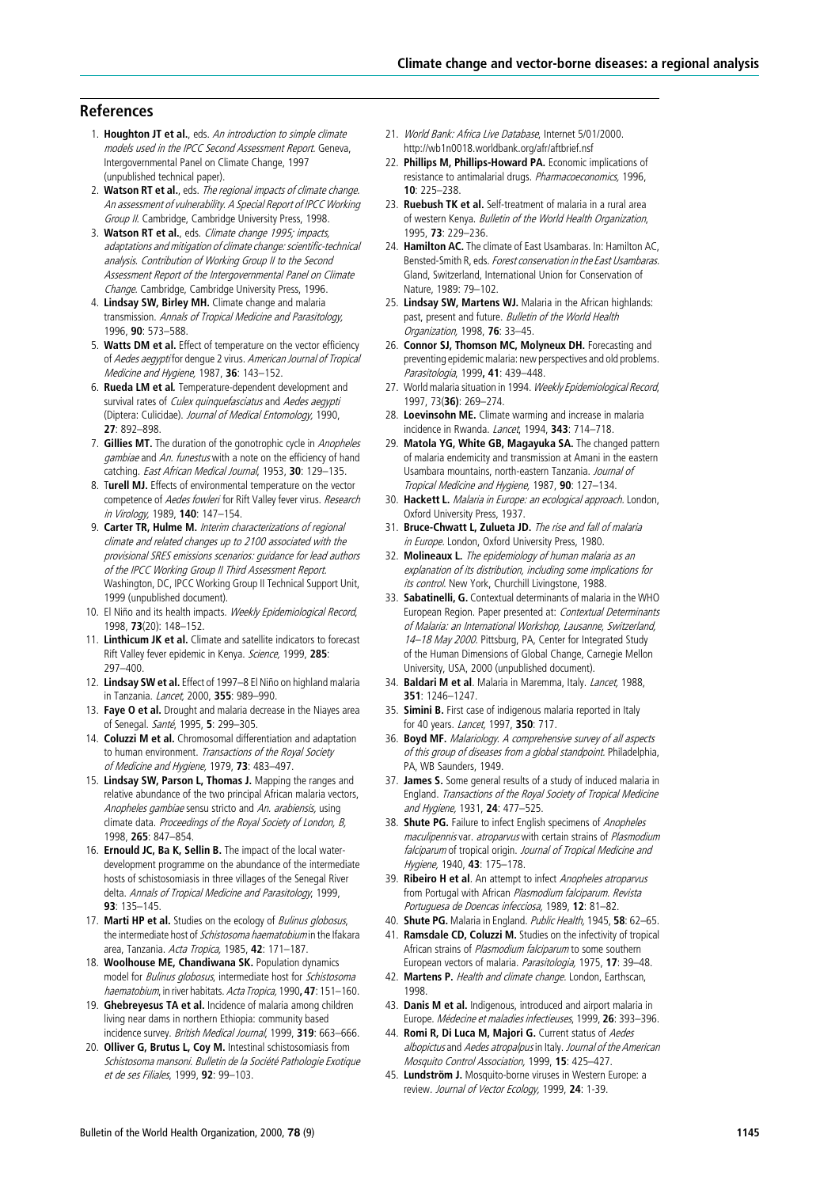## References

1. **Houghton JT et al.**, eds. *An introduction to simple climate models used in the IPCC Second Assessment Report.* Geneva, Intergovernmental Panel on Climate Change, 1997 (unpublished technical paper).
2. **Watson RT et al.**, eds. *The regional impacts of climate change. An assessment of vulnerability. A Special Report of IPCC Working Group II.* Cambridge, Cambridge University Press, 1998.
3. **Watson RT et al.**, eds. *Climate change 1995; impacts, adaptations and mitigation of climate change: scientific-technical analysis. Contribution of Working Group II to the Second Assessment Report of the Intergovernmental Panel on Climate Change.* Cambridge, Cambridge University Press, 1996.
4. **Lindsay SW, Birley MH.** Climate change and malaria transmission. *Annals of Tropical Medicine and Parasitology,* 1996, **90**: 573–588.
5. **Watts DM et al.** Effect of temperature on the vector efficiency of *Aedes aegypti* for dengue 2 virus. *American Journal of Tropical Medicine and Hygiene,* 1987, **36**: 143–152.
6. **Rueda LM et al.** Temperature-dependent development and survival rates of *Culex quinquefasciatus* and *Aedes aegypti* (Diptera: Culicidae). *Journal of Medical Entomology,* 1990, **27**: 892–898.
7. **Gillies MT.** The duration of the gonotrophic cycle in *Anopheles gambiae* and *An. funestus* with a note on the efficiency of hand catching. *East African Medical Journal,* 1953, **30**: 129–135.
8. **Turell MJ.** Effects of environmental temperature on the vector competence of *Aedes fowleri* for Rift Valley fever virus. *Research in Virology,* 1989, **140**: 147–154.
9. **Carter TR, Hulme M.** *Interim characterizations of regional climate and related changes up to 2100 associated with the provisional SRES emissions scenarios: guidance for lead authors of the IPCC Working Group II Third Assessment Report.* Washington, DC, IPCC Working Group II Technical Support Unit, 1999 (unpublished document).
10. El Niño and its health impacts. *Weekly Epidemiological Record,* 1998, **73**(20): 148–152.
11. **Linthicum JK et al.** Climate and satellite indicators to forecast Rift Valley fever epidemic in Kenya. *Science,* 1999, **285**: 297–400.
12. **Lindsay SW et al.** Effect of 1997–8 El Niño on highland malaria in Tanzania. *Lancet,* 2000, **355**: 989–990.
13. **Faye O et al.** Drought and malaria decrease in the Niayes area of Senegal. *Santé,* 1995, **5**: 299–305.
14. **Coluzzi M et al.** Chromosomal differentiation and adaptation to human environment. *Transactions of the Royal Society of Medicine and Hygiene,* 1979, **73**: 483–497.
15. **Lindsay SW, Parson L, Thomas J.** Mapping the ranges and relative abundance of the two principal African malaria vectors, *Anopheles gambiae* sensu stricto and *An. arabiensis,* using climate data. *Proceedings of the Royal Society of London, B,* 1998, **265**: 847–854.
16. **Ernould JC, Ba K, Sellin B.** The impact of the local water-development programme on the abundance of the intermediate hosts of schistosomiasis in three villages of the Senegal River delta. *Annals of Tropical Medicine and Parasitology,* 1999, **93**: 135–145.
17. **Marti HP et al.** Studies on the ecology of *Bulinus globosus,* the intermediate host of *Schistosoma haematobium* in the Ifakara area, Tanzania. *Acta Tropica,* 1985, **42**: 171–187.
18. **Woolhouse ME, Chandiwana SK.** Population dynamics model for *Bulinus globosus,* intermediate host for *Schistosoma haematobium,* in river habitats. *Acta Tropica,* 1990, **47**: 151–160.
19. **Ghebreyesus TA et al.** Incidence of malaria among children living near dams in northern Ethiopia: community based incidence survey. *British Medical Journal,* 1999, **319**: 663–666.
20. **Olliver G, Brutus L, Coy M.** Intestinal schistosomiasis from *Schistosoma mansoni. Bulletin de la Société Pathologie Exotique et de ses Filiales,* 1999, **92**: 99–103.
21. *World Bank: Africa Live Database,* Internet 5/01/2000. http://wb1n0018.worldbank.org/afr/aftbrief.nsf
22. **Phillips M, Phillips-Howard PA.** Economic implications of resistance to antimalarial drugs. *Pharmacoeconomics,* 1996, **10**: 225–238.
23. **Ruebush TK et al.** Self-treatment of malaria in a rural area of western Kenya. *Bulletin of the World Health Organization,* 1995, **73**: 229–236.
24. **Hamilton AC.** The climate of East Usambaras. In: Hamilton AC, Bensted-Smith R, eds. *Forest conservation in the East Usambaras.* Gland, Switzerland, International Union for Conservation of Nature, 1989: 79–102.
25. **Lindsay SW, Martens WJ.** Malaria in the African highlands: past, present and future. *Bulletin of the World Health Organization,* 1998, **76**: 33–45.
26. **Connor SJ, Thomson MC, Molyneux DH.** Forecasting and preventing epidemic malaria: new perspectives and old problems. *Parasitologia,* 1999, **41**: 439–448.
27. World malaria situation in 1994. *Weekly Epidemiological Record,* 1997, 73(**36**): 269–274.
28. **Loevinsohn ME.** Climate warming and increase in malaria incidence in Rwanda. *Lancet,* 1994, **343**: 714–718.
29. **Matola YG, White GB, Magayuka SA.** The changed pattern of malaria endemicity and transmission at Amani in the eastern Usambara mountains, north-eastern Tanzania. *Journal of Tropical Medicine and Hygiene,* 1987, **90**: 127–134.
30. **Hackett L.** *Malaria in Europe: an ecological approach.* London, Oxford University Press, 1937.
31. **Bruce-Chwatt L, Zulueta JD.** *The rise and fall of malaria in Europe.* London, Oxford University Press, 1980.
32. **Molineaux L.** *The epidemiology of human malaria as an explanation of its distribution, including some implications for its control.* New York, Churchill Livingstone, 1988.
33. **Sabatinelli, G.** Contextual determinants of malaria in the WHO European Region. Paper presented at: *Contextual Determinants of Malaria: an International Workshop, Lausanne, Switzerland, 14–18 May 2000.* Pittsburg, PA, Center for Integrated Study of the Human Dimensions of Global Change, Carnegie Mellon University, USA, 2000 (unpublished document).
34. **Baldari M et al.** Malaria in Maremma, Italy. *Lancet,* 1988, **351**: 1246–1247.
35. **Simini B.** First case of indigenous malaria reported in Italy for 40 years. *Lancet,* 1997, **350**: 717.
36. **Boyd MF.** *Malariology. A comprehensive survey of all aspects of this group of diseases from a global standpoint.* Philadelphia, PA, WB Saunders, 1949.
37. **James S.** Some general results of a study of induced malaria in England. *Transactions of the Royal Society of Tropical Medicine and Hygiene,* 1931, **24**: 477–525.
38. **Shute PG.** Failure to infect English specimens of *Anopheles maculipennis* var. *atroparvus* with certain strains of *Plasmodium falciparum* of tropical origin. *Journal of Tropical Medicine and Hygiene,* 1940, **43**: 175–178.
39. **Ribeiro H et al.** An attempt to infect *Anopheles atroparvus* from Portugal with African *Plasmodium falciparum. Revista Portuguesa de Doencas infecciosa,* 1989, **12**: 81–82.
40. **Shute PG.** Malaria in England. *Public Health,* 1945, **58**: 62–65.
41. **Ramsdale CD, Coluzzi M.** Studies on the infectivity of tropical African strains of *Plasmodium falciparum* to some southern European vectors of malaria. *Parassitologia,* 1975, **17**: 39–48.
42. **Martens P.** *Health and climate change.* London, Earthscan, 1998.
43. **Danis M et al.** Indigenous, introduced and airport malaria in Europe. *Médecine et maladies infectieuses,* 1999, **26**: 393–396.
44. **Romi R, Di Luca M, Majori G.** Current status of *Aedes albopictus* and *Aedes atropalpus* in Italy. *Journal of the American Mosquito Control Association,* 1999, **15**: 425–427.
45. **Lundström J.** Mosquito-borne viruses in Western Europe: a review. *Journal of Vector Ecology,* 1999, **24**: 1-39.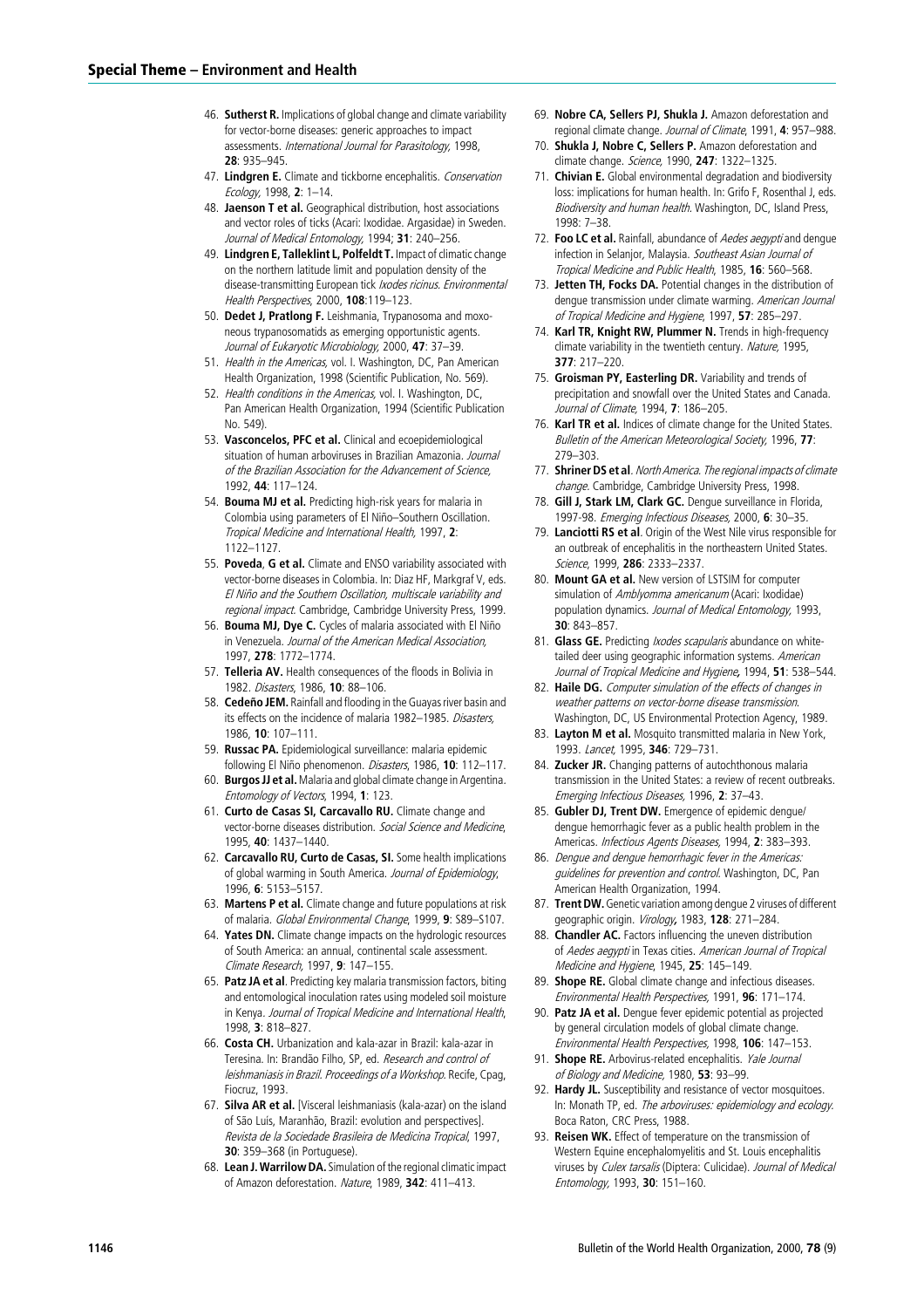46. **Sutherst R.** Implications of global change and climate variability for vector-borne diseases: generic approaches to impact assessments. *International Journal for Parasitology*, 1998, **28**: 935–945.
47. **Lindgren E.** Climate and tickborne encephalitis. *Conservation Ecology*, 1998, **2**: 1–14.
48. **Jaenson T et al.** Geographical distribution, host associations and vector roles of ticks (Acari: Ixodidae. Argasidae) in Sweden. *Journal of Medical Entomology*, 1994; **31**: 240–256.
49. **Lindgren E, Talleklint L, Polfeldt T.** Impact of climatic change on the northern latitude limit and population density of the disease-transmitting European tick *Ixodes ricinus*. *Environmental Health Perspectives*, 2000, **108**:119–123.
50. **Dedet J, Pratlong F.** Leishmania, Trypanosoma and moxoneous trypanosomatids as emerging opportunistic agents. *Journal of Eukaryotic Microbiology*, 2000, **47**: 37–39.
51. *Health in the Americas*, vol. I. Washington, DC, Pan American Health Organization, 1998 (Scientific Publication, No. 569).
52. *Health conditions in the Americas*, vol. I. Washington, DC, Pan American Health Organization, 1994 (Scientific Publication No. 549).
53. **Vasconcelos, PFC et al.** Clinical and ecoepidemiological situation of human arboviruses in Brazilian Amazonia. *Journal of the Brazilian Association for the Advancement of Science*, 1992, **44**: 117–124.
54. **Bouma MJ et al.** Predicting high-risk years for malaria in Colombia using parameters of El Niño–Southern Oscillation. *Tropical Medicine and International Health*, 1997, **2**: 1122–1127.
55. **Poveda**, **G et al.** Climate and ENSO variability associated with vector-borne diseases in Colombia. In: Diaz HF, Markgraf V, eds. *El Niño and the Southern Oscillation, multiscale variability and regional impact*. Cambridge, Cambridge University Press, 1999.
56. **Bouma MJ, Dye C.** Cycles of malaria associated with El Niño in Venezuela. *Journal of the American Medical Association*, 1997, **278**: 1772–1774.
57. **Telleria AV.** Health consequences of the floods in Bolivia in 1982. *Disasters*, 1986, **10**: 88–106.
58. **Cedeño JEM.** Rainfall and flooding in the Guayas river basin and its effects on the incidence of malaria 1982–1985. *Disasters*, 1986, **10**: 107–111.
59. **Russac PA.** Epidemiological surveillance: malaria epidemic following El Niño phenomenon. *Disasters*, 1986, **10**: 112–117.
60. **Burgos JJ et al.** Malaria and global climate change in Argentina. *Entomology of Vectors*, 1994, **1**: 123.
61. **Curto de Casas SI, Carcavallo RU.** Climate change and vector-borne diseases distribution. *Social Science and Medicine*, 1995, **40**: 1437–1440.
62. **Carcavallo RU, Curto de Casas, SI.** Some health implications of global warming in South America. *Journal of Epidemiology*, 1996, **6**: 5153–5157.
63. **Martens P et al.** Climate change and future populations at risk of malaria. *Global Environmental Change*, 1999, **9**: S89–S107.
64. **Yates DN.** Climate change impacts on the hydrologic resources of South America: an annual, continental scale assessment. *Climate Research*, 1997, **9**: 147–155.
65. **Patz JA et al**. Predicting key malaria transmission factors, biting and entomological inoculation rates using modeled soil moisture in Kenya. *Journal of Tropical Medicine and International Health*, 1998, **3**: 818–827.
66. **Costa CH.** Urbanization and kala-azar in Brazil: kala-azar in Teresina. In: Brandão Filho, SP, ed. *Research and control of leishmaniasis in Brazil. Proceedings of a Workshop*. Recife, Cpag, Fiocruz, 1993.
67. **Silva AR et al.** [Visceral leishmaniasis (kala-azar) on the island of São Luís, Maranhão, Brazil: evolution and perspectives]. *Revista de la Sociedade Brasileira de Medicina Tropical*, 1997, **30**: 359–368 (in Portuguese).
68. **Lean J. Warrilow DA.** Simulation of the regional climatic impact of Amazon deforestation. *Nature*, 1989, **342**: 411–413.
69. **Nobre CA, Sellers PJ, Shukla J.** Amazon deforestation and regional climate change. *Journal of Climate*, 1991, **4**: 957–988.
70. **Shukla J, Nobre C, Sellers P.** Amazon deforestation and climate change. *Science*, 1990, **247**: 1322–1325.
71. **Chivian E.** Global environmental degradation and biodiversity loss: implications for human health. In: Grifo F, Rosenthal J, eds. *Biodiversity and human health*. Washington, DC, Island Press, 1998: 7–38.
72. **Foo LC et al.** Rainfall, abundance of *Aedes aegypti* and dengue infection in Selanjor, Malaysia. *Southeast Asian Journal of Tropical Medicine and Public Health*, 1985, **16**: 560–568.
73. **Jetten TH, Focks DA.** Potential changes in the distribution of dengue transmission under climate warming. *American Journal of Tropical Medicine and Hygiene*, 1997, **57**: 285–297.
74. **Karl TR, Knight RW, Plummer N.** Trends in high-frequency climate variability in the twentieth century. *Nature*, 1995, **377**: 217–220.
75. **Groisman PY, Easterling DR.** Variability and trends of precipitation and snowfall over the United States and Canada. *Journal of Climate*, 1994, **7**: 186–205.
76. **Karl TR et al.** Indices of climate change for the United States. *Bulletin of the American Meteorological Society*, 1996, **77**: 279–303.
77. **Shriner DS et al**. *North America. The regional impacts of climate change*. Cambridge, Cambridge University Press, 1998.
78. **Gill J, Stark LM, Clark GC.** Dengue surveillance in Florida, 1997-98. *Emerging Infectious Diseases*, 2000, **6**: 30–35.
79. **Lanciotti RS et al**. Origin of the West Nile virus responsible for an outbreak of encephalitis in the northeastern United States. *Science*, 1999, **286**: 2333–2337.
80. **Mount GA et al.** New version of LSTSIM for computer simulation of *Amblyomma americanum* (Acari: Ixodidae) population dynamics. *Journal of Medical Entomology*, 1993, **30**: 843–857.
81. **Glass GE.** Predicting *Ixodes scapularis* abundance on white-tailed deer using geographic information systems. *American Journal of Tropical Medicine and Hygiene*, 1994, **51**: 538–544.
82. **Haile DG.** *Computer simulation of the effects of changes in weather patterns on vector-borne disease transmission*. Washington, DC, US Environmental Protection Agency, 1989.
83. **Layton M et al.** Mosquito transmitted malaria in New York, 1993. *Lancet*, 1995, **346**: 729–731.
84. **Zucker JR.** Changing patterns of autochthonous malaria transmission in the United States: a review of recent outbreaks. *Emerging Infectious Diseases*, 1996, **2**: 37–43.
85. **Gubler DJ, Trent DW.** Emergence of epidemic dengue/dengue hemorrhagic fever as a public health problem in the Americas. *Infectious Agents Diseases*, 1994, **2**: 383–393.
86. *Dengue and dengue hemorrhagic fever in the Americas: guidelines for prevention and control*. Washington, DC, Pan American Health Organization, 1994.
87. **Trent DW.** Genetic variation among dengue 2 viruses of different geographic origin. *Virology*, 1983, **128**: 271–284.
88. **Chandler AC.** Factors influencing the uneven distribution of *Aedes aegypti* in Texas cities. *American Journal of Tropical Medicine and Hygiene*, 1945, **25**: 145–149.
89. **Shope RE.** Global climate change and infectious diseases. *Environmental Health Perspectives*, 1991, **96**: 171–174.
90. **Patz JA et al.** Dengue fever epidemic potential as projected by general circulation models of global climate change. *Environmental Health Perspectives*, 1998, **106**: 147–153.
91. **Shope RE.** Arbovirus-related encephalitis. *Yale Journal of Biology and Medicine*, 1980, **53**: 93–99.
92. **Hardy JL.** Susceptibility and resistance of vector mosquitoes. In: Monath TP, ed. *The arboviruses: epidemiology and ecology*. Boca Raton, CRC Press, 1988.
93. **Reisen WK.** Effect of temperature on the transmission of Western Equine encephalomyelitis and St. Louis encephalitis viruses by *Culex tarsalis* (Diptera: Culicidae). *Journal of Medical Entomology*, 1993, **30**: 151–160.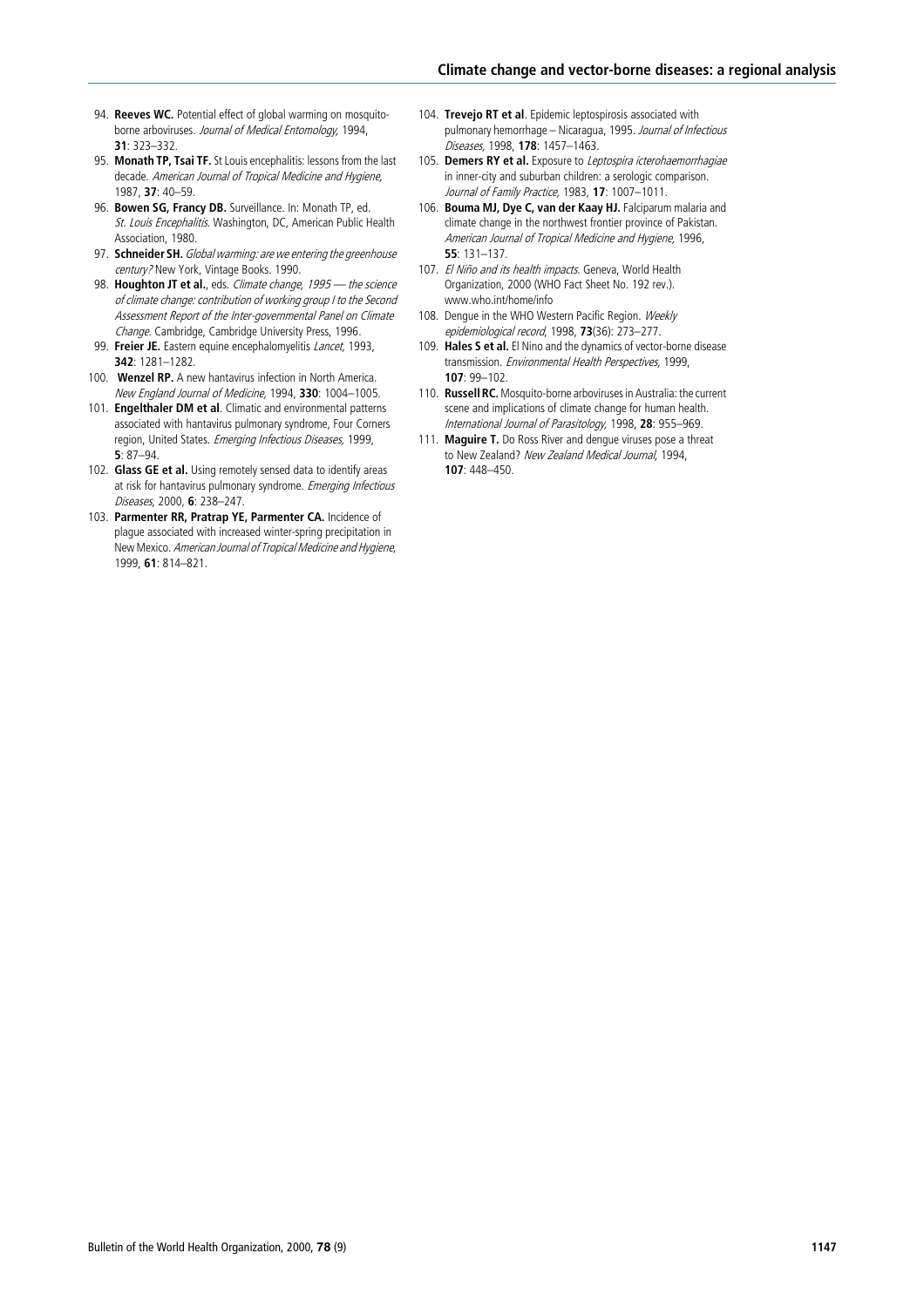94. **Reeves WC.** Potential effect of global warming on mosquito-borne arboviruses. *Journal of Medical Entomology,* 1994, **31**: 323–332.
95. **Monath TP, Tsai TF.** St Louis encephalitis: lessons from the last decade. *American Journal of Tropical Medicine and Hygiene,* 1987, **37**: 40–59.
96. **Bowen SG, Francy DB.** Surveillance. In: Monath TP, ed. *St. Louis Encephalitis.* Washington, DC, American Public Health Association, 1980.
97. **Schneider SH.** *Global warming: are we entering the greenhouse century?* New York, Vintage Books. 1990.
98. **Houghton JT et al.**, eds. *Climate change, 1995 — the science of climate change: contribution of working group I to the Second Assessment Report of the Inter-governmental Panel on Climate Change.* Cambridge, Cambridge University Press, 1996.
99. **Freier JE.** Eastern equine encephalomyelitis *Lancet,* 1993, **342**: 1281–1282.
100. **Wenzel RP.** A new hantavirus infection in North America. *New England Journal of Medicine,* 1994, **330**: 1004–1005.
101. **Engelthaler DM et al**. Climatic and environmental patterns associated with hantavirus pulmonary syndrome, Four Corners region, United States. *Emerging Infectious Diseases,* 1999, **5**: 87–94.
102. **Glass GE et al.** Using remotely sensed data to identify areas at risk for hantavirus pulmonary syndrome. *Emerging Infectious Diseases,* 2000, **6**: 238–247.
103. **Parmenter RR, Pratrap YE, Parmenter CA.** Incidence of plague associated with increased winter-spring precipitation in New Mexico. *American Journal of Tropical Medicine and Hygiene,* 1999, **61**: 814–821.
104. **Trevejo RT et al**. Epidemic leptospirosis associated with pulmonary hemorrhage – Nicaragua, 1995. *Journal of Infectious Diseases,* 1998, **178**: 1457–1463.
105. **Demers RY et al.** Exposure to *Leptospira icterohaemorrhagiae* in inner-city and suburban children: a serologic comparison. *Journal of Family Practice,* 1983, **17**: 1007–1011.
106. **Bouma MJ, Dye C, van der Kaay HJ.** Falciparum malaria and climate change in the northwest frontier province of Pakistan. *American Journal of Tropical Medicine and Hygiene,* 1996, **55**: 131–137.
107. *El Niño and its health impacts.* Geneva, World Health Organization, 2000 (WHO Fact Sheet No. 192 rev.). www.who.int/home/info
108. Dengue in the WHO Western Pacific Region. *Weekly epidemiological record,* 1998, **73**(36): 273–277.
109. **Hales S et al.** El Nino and the dynamics of vector-borne disease transmission. *Environmental Health Perspectives,* 1999, **107**: 99–102.
110. **Russell RC.** Mosquito-borne arboviruses in Australia: the current scene and implications of climate change for human health. *International Journal of Parasitology,* 1998, **28**: 955–969.
111. **Maguire T.** Do Ross River and dengue viruses pose a threat to New Zealand? *New Zealand Medical Journal,* 1994, **107**: 448–450.